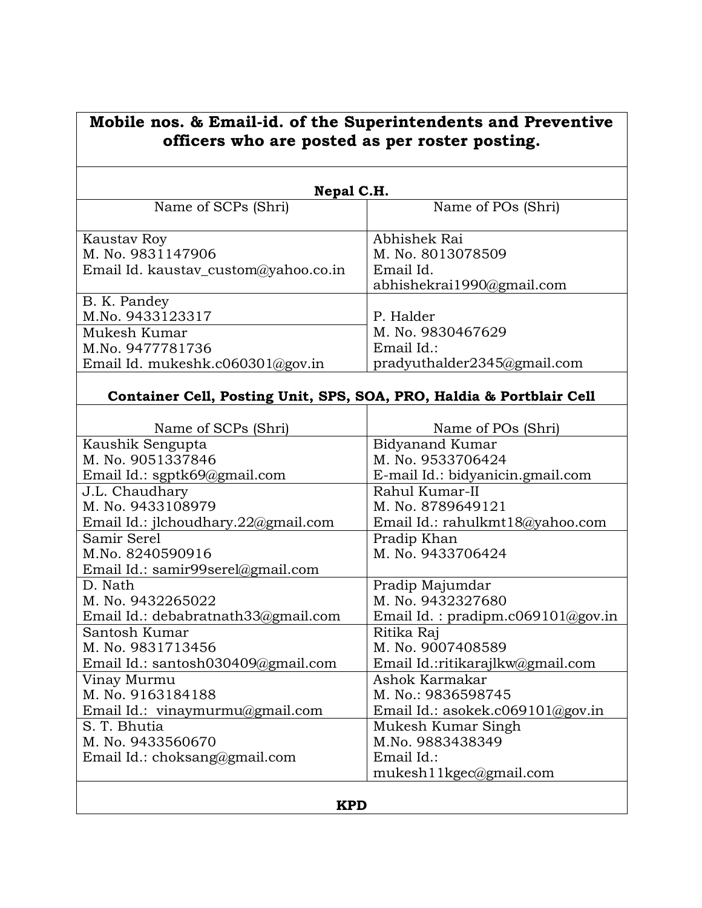## Mobile nos. & Email-id. of the Superintendents and Preventive officers who are posted as per roster posting.

### Nepal C.H.

| Name of SCPs (Shri) | Name of POs (Shri) |
|---|---|
| Kaustav Roy<br>M. No. 9831147906<br>Email Id. kaustav_custom@yahoo.co.in | Abhishek Rai<br>M. No. 8013078509<br>Email Id.<br>abhishekrai1990@gmail.com |
| B. K. Pandey<br>M.No. 9433123317 | P. Halder<br>M. No. 9830467629<br>Email Id.:<br>pradyuthalder2345@gmail.com |
| Mukesh Kumar<br>M.No. 9477781736<br>Email Id. mukeshk.c060301@gov.in | |

### Container Cell, Posting Unit, SPS, SOA, PRO, Haldia & Portblair Cell

| Name of SCPs (Shri) | Name of POs (Shri) |
|---|---|
| Kaushik Sengupta<br>M. No. 9051337846<br>Email Id.: sgptk69@gmail.com | Bidyanand Kumar<br>M. No. 9533706424<br>E-mail Id.: bidyanicin.gmail.com |
| J.L. Chaudhary<br>M. No. 9433108979<br>Email Id.: jlchoudhary.22@gmail.com | Rahul Kumar-II<br>M. No. 8789649121<br>Email Id.: rahulkmt18@yahoo.com |
| Samir Serel<br>M.No. 8240590916<br>Email Id.: samir99serel@gmail.com | Pradip Khan<br>M. No. 9433706424 |
| D. Nath<br>M. No. 9432265022<br>Email Id.: debabratnath33@gmail.com | Pradip Majumdar<br>M. No. 9432327680<br>Email Id. : pradipm.c069101@gov.in |
| Santosh Kumar<br>M. No. 9831713456<br>Email Id.: santosh030409@gmail.com | Ritika Raj<br>M. No. 9007408589<br>Email Id.:ritikarajlkw@gmail.com |
| Vinay Murmu<br>M. No. 9163184188<br>Email Id.: vinaymurmu@gmail.com | Ashok Karmakar<br>M. No.: 9836598745<br>Email Id.: asokek.c069101@gov.in |
| S. T. Bhutia<br>M. No. 9433560670<br>Email Id.: choksang@gmail.com | Mukesh Kumar Singh<br>M.No. 9883438349<br>Email Id.:<br>mukesh11kgec@gmail.com |

### KPD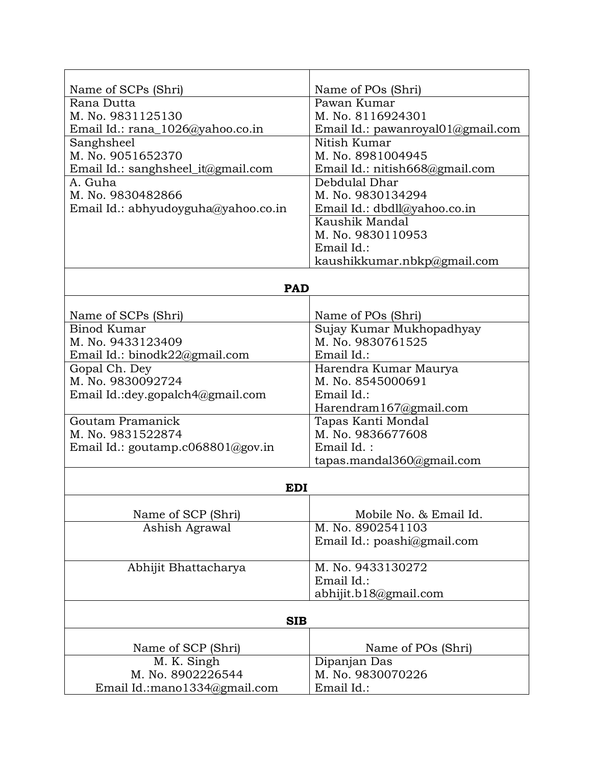| Name of SCPs (Shri) | Name of POs (Shri) |
|---|---|
| Rana Dutta<br>M. No. 9831125130<br>Email Id.: rana_1026@yahoo.co.in | Pawan Kumar<br>M. No. 8116924301<br>Email Id.: pawanroyal01@gmail.com |
| Sanghsheel<br>M. No. 9051652370<br>Email Id.: sanghsheel_it@gmail.com | Nitish Kumar<br>M. No. 8981004945<br>Email Id.: nitish668@gmail.com |
| A. Guha<br>M. No. 9830482866<br>Email Id.: abhyudoyguha@yahoo.co.in | Debdulal Dhar<br>M. No. 9830134294<br>Email Id.: dbdll@yahoo.co.in |
| | Kaushik Mandal<br>M. No. 9830110953<br>Email Id.:<br>kaushikkumar.nbkp@gmail.com |

**PAD**

| Name of SCPs (Shri) | Name of POs (Shri) |
|---|---|
| Binod Kumar<br>M. No. 9433123409<br>Email Id.: binodk22@gmail.com | Sujay Kumar Mukhopadhyay<br>M. No. 9830761525<br>Email Id.: |
| Gopal Ch. Dey<br>M. No. 9830092724<br>Email Id.:dey.gopalch4@gmail.com | Harendra Kumar Maurya<br>M. No. 8545000691<br>Email Id.:<br>Harendram167@gmail.com |
| Goutam Pramanick<br>M. No. 9831522874<br>Email Id.: goutamp.c068801@gov.in | Tapas Kanti Mondal<br>M. No. 9836677608<br>Email Id. :<br>tapas.mandal360@gmail.com |

**EDI**

| Name of SCP (Shri) | Mobile No. & Email Id. |
|---|---|
| Ashish Agrawal | M. No. 8902541103<br>Email Id.: poashi@gmail.com |
| Abhijit Bhattacharya | M. No. 9433130272<br>Email Id.:<br>abhijit.b18@gmail.com |

**SIB**

| Name of SCP (Shri) | Name of POs (Shri) |
|---|---|
| M. K. Singh<br>M. No. 8902226544<br>Email Id.:mano1334@gmail.com | Dipanjan Das<br>M. No. 9830070226<br>Email Id.: |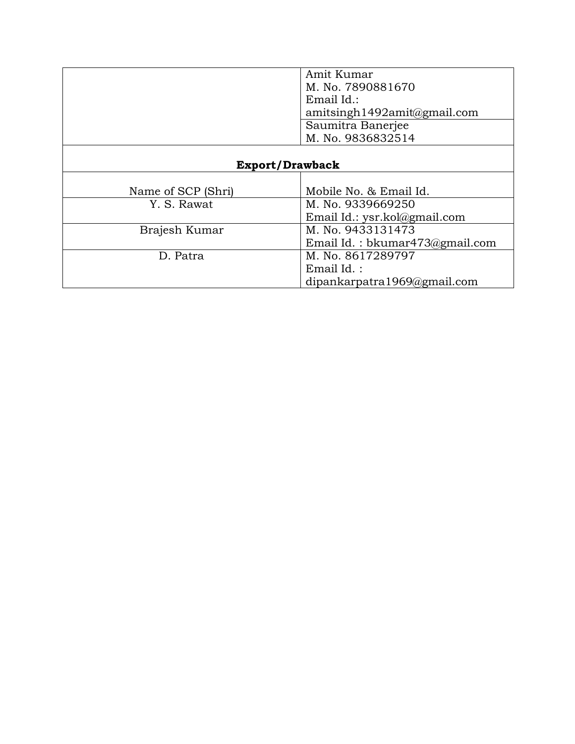| | |
|---|---|
| | Amit Kumar<br>M. No. 7890881670<br>Email Id.:<br>amitsingh1492amit@gmail.com |
| | Saumitra Banerjee<br>M. No. 9836832514 |
| **Export/Drawback** | |
| Name of SCP (Shri) | Mobile No. & Email Id. |
| Y. S. Rawat | M. No. 9339669250<br>Email Id.: ysr.kol@gmail.com |
| Brajesh Kumar | M. No. 9433131473<br>Email Id. : bkumar473@gmail.com |
| D. Patra | M. No. 8617289797<br>Email Id. :<br>dipankarpatra1969@gmail.com |